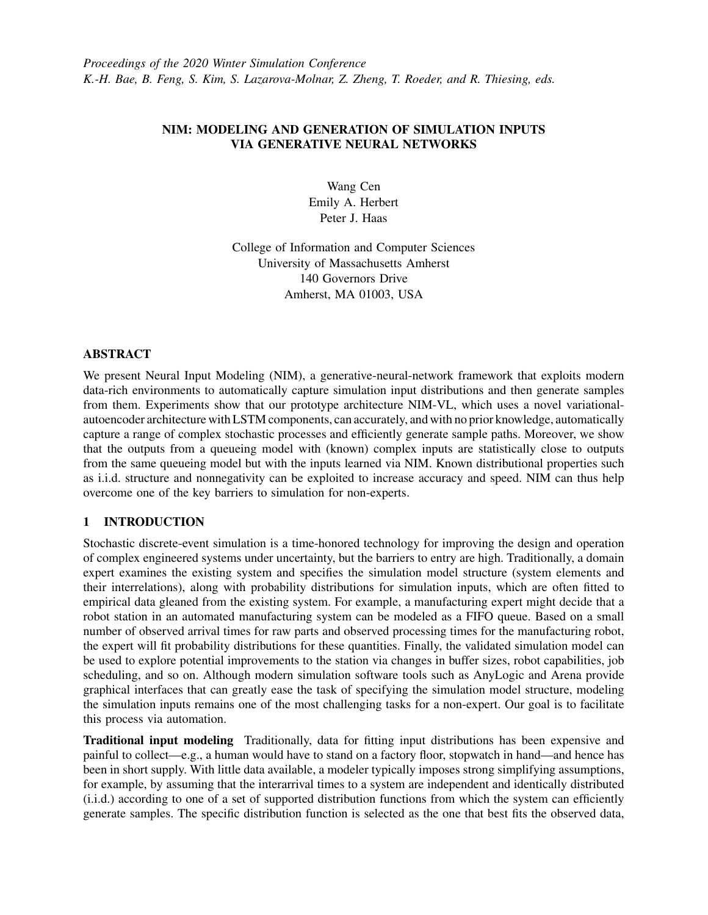*Proceedings of the 2020 Winter Simulation Conference*
*K.-H. Bae, B. Feng, S. Kim, S. Lazarova-Molnar, Z. Zheng, T. Roeder, and R. Thiesing, eds.*

# NIM: MODELING AND GENERATION OF SIMULATION INPUTS VIA GENERATIVE NEURAL NETWORKS

Wang Cen
Emily A. Herbert
Peter J. Haas

College of Information and Computer Sciences
University of Massachusetts Amherst
140 Governors Drive
Amherst, MA 01003, USA

## ABSTRACT

We present Neural Input Modeling (NIM), a generative-neural-network framework that exploits modern data-rich environments to automatically capture simulation input distributions and then generate samples from them. Experiments show that our prototype architecture NIM-VL, which uses a novel variational-autoencoder architecture with LSTM components, can accurately, and with no prior knowledge, automatically capture a range of complex stochastic processes and efficiently generate sample paths. Moreover, we show that the outputs from a queueing model with (known) complex inputs are statistically close to outputs from the same queueing model but with the inputs learned via NIM. Known distributional properties such as i.i.d. structure and nonnegativity can be exploited to increase accuracy and speed. NIM can thus help overcome one of the key barriers to simulation for non-experts.

## 1 INTRODUCTION

Stochastic discrete-event simulation is a time-honored technology for improving the design and operation of complex engineered systems under uncertainty, but the barriers to entry are high. Traditionally, a domain expert examines the existing system and specifies the simulation model structure (system elements and their interrelations), along with probability distributions for simulation inputs, which are often fitted to empirical data gleaned from the existing system. For example, a manufacturing expert might decide that a robot station in an automated manufacturing system can be modeled as a FIFO queue. Based on a small number of observed arrival times for raw parts and observed processing times for the manufacturing robot, the expert will fit probability distributions for these quantities. Finally, the validated simulation model can be used to explore potential improvements to the station via changes in buffer sizes, robot capabilities, job scheduling, and so on. Although modern simulation software tools such as AnyLogic and Arena provide graphical interfaces that can greatly ease the task of specifying the simulation model structure, modeling the simulation inputs remains one of the most challenging tasks for a non-expert. Our goal is to facilitate this process via automation.

**Traditional input modeling** Traditionally, data for fitting input distributions has been expensive and painful to collect—e.g., a human would have to stand on a factory floor, stopwatch in hand—and hence has been in short supply. With little data available, a modeler typically imposes strong simplifying assumptions, for example, by assuming that the interarrival times to a system are independent and identically distributed (i.i.d.) according to one of a set of supported distribution functions from which the system can efficiently generate samples. The specific distribution function is selected as the one that best fits the observed data,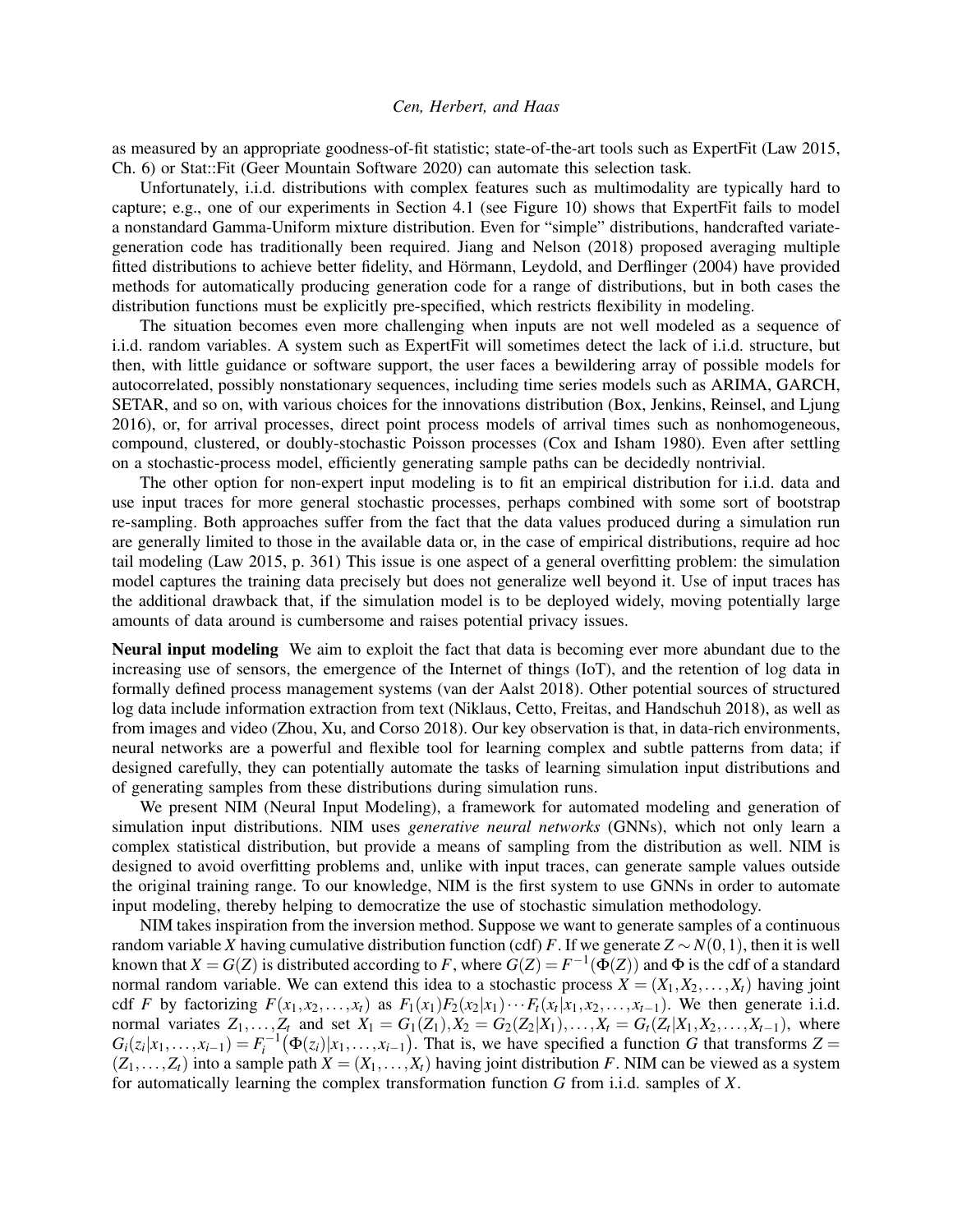as measured by an appropriate goodness-of-fit statistic; state-of-the-art tools such as ExpertFit (Law 2015, Ch. 6) or Stat::Fit (Geer Mountain Software 2020) can automate this selection task.

Unfortunately, i.i.d. distributions with complex features such as multimodality are typically hard to capture; e.g., one of our experiments in Section 4.1 (see Figure 10) shows that ExpertFit fails to model a nonstandard Gamma-Uniform mixture distribution. Even for "simple" distributions, handcrafted variate-generation code has traditionally been required. Jiang and Nelson (2018) proposed averaging multiple fitted distributions to achieve better fidelity, and Hörmann, Leydold, and Derflinger (2004) have provided methods for automatically producing generation code for a range of distributions, but in both cases the distribution functions must be explicitly pre-specified, which restricts flexibility in modeling.

The situation becomes even more challenging when inputs are not well modeled as a sequence of i.i.d. random variables. A system such as ExpertFit will sometimes detect the lack of i.i.d. structure, but then, with little guidance or software support, the user faces a bewildering array of possible models for autocorrelated, possibly nonstationary sequences, including time series models such as ARIMA, GARCH, SETAR, and so on, with various choices for the innovations distribution (Box, Jenkins, Reinsel, and Ljung 2016), or, for arrival processes, direct point process models of arrival times such as nonhomogeneous, compound, clustered, or doubly-stochastic Poisson processes (Cox and Isham 1980). Even after settling on a stochastic-process model, efficiently generating sample paths can be decidedly nontrivial.

The other option for non-expert input modeling is to fit an empirical distribution for i.i.d. data and use input traces for more general stochastic processes, perhaps combined with some sort of bootstrap re-sampling. Both approaches suffer from the fact that the data values produced during a simulation run are generally limited to those in the available data or, in the case of empirical distributions, require ad hoc tail modeling (Law 2015, p. 361) This issue is one aspect of a general overfitting problem: the simulation model captures the training data precisely but does not generalize well beyond it. Use of input traces has the additional drawback that, if the simulation model is to be deployed widely, moving potentially large amounts of data around is cumbersome and raises potential privacy issues.

**Neural input modeling** We aim to exploit the fact that data is becoming ever more abundant due to the increasing use of sensors, the emergence of the Internet of things (IoT), and the retention of log data in formally defined process management systems (van der Aalst 2018). Other potential sources of structured log data include information extraction from text (Niklaus, Cetto, Freitas, and Handschuh 2018), as well as from images and video (Zhou, Xu, and Corso 2018). Our key observation is that, in data-rich environments, neural networks are a powerful and flexible tool for learning complex and subtle patterns from data; if designed carefully, they can potentially automate the tasks of learning simulation input distributions and of generating samples from these distributions during simulation runs.

We present NIM (Neural Input Modeling), a framework for automated modeling and generation of simulation input distributions. NIM uses *generative neural networks* (GNNs), which not only learn a complex statistical distribution, but provide a means of sampling from the distribution as well. NIM is designed to avoid overfitting problems and, unlike with input traces, can generate sample values outside the original training range. To our knowledge, NIM is the first system to use GNNs in order to automate input modeling, thereby helping to democratize the use of stochastic simulation methodology.

NIM takes inspiration from the inversion method. Suppose we want to generate samples of a continuous random variable $X$ having cumulative distribution function (cdf) $F$. If we generate $Z \sim N(0,1)$, then it is well known that $X = G(Z)$ is distributed according to $F$, where $G(Z) = F^{-1}(\Phi(Z))$ and $\Phi$ is the cdf of a standard normal random variable. We can extend this idea to a stochastic process $X = (X_1, X_2, \ldots, X_t)$ having joint cdf $F$ by factorizing $F(x_1, x_2, \ldots, x_t)$ as $F_1(x_1)F_2(x_2|x_1)\cdots F_t(x_t|x_1, x_2, \ldots, x_{t-1})$. We then generate i.i.d. normal variates $Z_1, \ldots, Z_t$ and set $X_1 = G_1(Z_1), X_2 = G_2(Z_2|X_1), \ldots, X_t = G_t(Z_t|X_1, X_2, \ldots, X_{t-1})$, where $G_i(z_i|x_1, \ldots, x_{i-1}) = F_i^{-1}\big(\Phi(z_i)|x_1, \ldots, x_{i-1}\big)$. That is, we have specified a function $G$ that transforms $Z = (Z_1, \ldots, Z_t)$ into a sample path $X = (X_1, \ldots, X_t)$ having joint distribution $F$. NIM can be viewed as a system for automatically learning the complex transformation function $G$ from i.i.d. samples of $X$.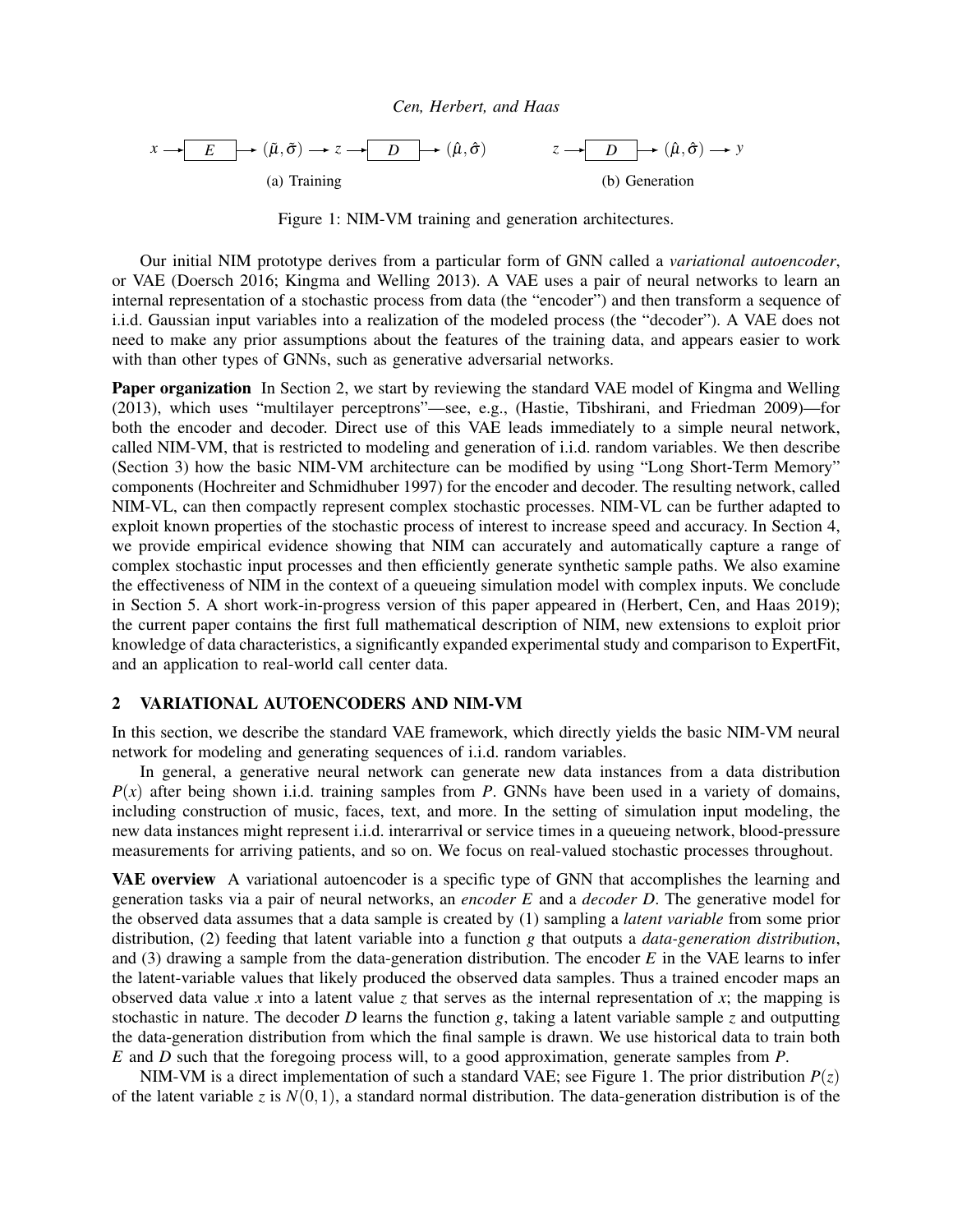$$x \rightarrow \boxed{E} \rightarrow (\tilde{\mu}, \tilde{\sigma}) \rightarrow z \rightarrow \boxed{D} \rightarrow (\hat{\mu}, \hat{\sigma}) \qquad\qquad z \rightarrow \boxed{D} \rightarrow (\hat{\mu}, \hat{\sigma}) \rightarrow y$$

(a) Training (b) Generation

Figure 1: NIM-VM training and generation architectures.

Our initial NIM prototype derives from a particular form of GNN called a *variational autoencoder*, or VAE (Doersch 2016; Kingma and Welling 2013). A VAE uses a pair of neural networks to learn an internal representation of a stochastic process from data (the "encoder") and then transform a sequence of i.i.d. Gaussian input variables into a realization of the modeled process (the "decoder"). A VAE does not need to make any prior assumptions about the features of the training data, and appears easier to work with than other types of GNNs, such as generative adversarial networks.

**Paper organization** In Section 2, we start by reviewing the standard VAE model of Kingma and Welling (2013), which uses "multilayer perceptrons"—see, e.g., (Hastie, Tibshirani, and Friedman 2009)—for both the encoder and decoder. Direct use of this VAE leads immediately to a simple neural network, called NIM-VM, that is restricted to modeling and generation of i.i.d. random variables. We then describe (Section 3) how the basic NIM-VM architecture can be modified by using "Long Short-Term Memory" components (Hochreiter and Schmidhuber 1997) for the encoder and decoder. The resulting network, called NIM-VL, can then compactly represent complex stochastic processes. NIM-VL can be further adapted to exploit known properties of the stochastic process of interest to increase speed and accuracy. In Section 4, we provide empirical evidence showing that NIM can accurately and automatically capture a range of complex stochastic input processes and then efficiently generate synthetic sample paths. We also examine the effectiveness of NIM in the context of a queueing simulation model with complex inputs. We conclude in Section 5. A short work-in-progress version of this paper appeared in (Herbert, Cen, and Haas 2019); the current paper contains the first full mathematical description of NIM, new extensions to exploit prior knowledge of data characteristics, a significantly expanded experimental study and comparison to ExpertFit, and an application to real-world call center data.

## 2 VARIATIONAL AUTOENCODERS AND NIM-VM

In this section, we describe the standard VAE framework, which directly yields the basic NIM-VM neural network for modeling and generating sequences of i.i.d. random variables.

In general, a generative neural network can generate new data instances from a data distribution $P(x)$ after being shown i.i.d. training samples from $P$. GNNs have been used in a variety of domains, including construction of music, faces, text, and more. In the setting of simulation input modeling, the new data instances might represent i.i.d. interarrival or service times in a queueing network, blood-pressure measurements for arriving patients, and so on. We focus on real-valued stochastic processes throughout.

**VAE overview** A variational autoencoder is a specific type of GNN that accomplishes the learning and generation tasks via a pair of neural networks, an *encoder* $E$ and a *decoder* $D$. The generative model for the observed data assumes that a data sample is created by (1) sampling a *latent variable* from some prior distribution, (2) feeding that latent variable into a function $g$ that outputs a *data-generation distribution*, and (3) drawing a sample from the data-generation distribution. The encoder $E$ in the VAE learns to infer the latent-variable values that likely produced the observed data samples. Thus a trained encoder maps an observed data value $x$ into a latent value $z$ that serves as the internal representation of $x$; the mapping is stochastic in nature. The decoder $D$ learns the function $g$, taking a latent variable sample $z$ and outputting the data-generation distribution from which the final sample is drawn. We use historical data to train both $E$ and $D$ such that the foregoing process will, to a good approximation, generate samples from $P$.

NIM-VM is a direct implementation of such a standard VAE; see Figure 1. The prior distribution $P(z)$ of the latent variable $z$ is $N(0,1)$, a standard normal distribution. The data-generation distribution is of the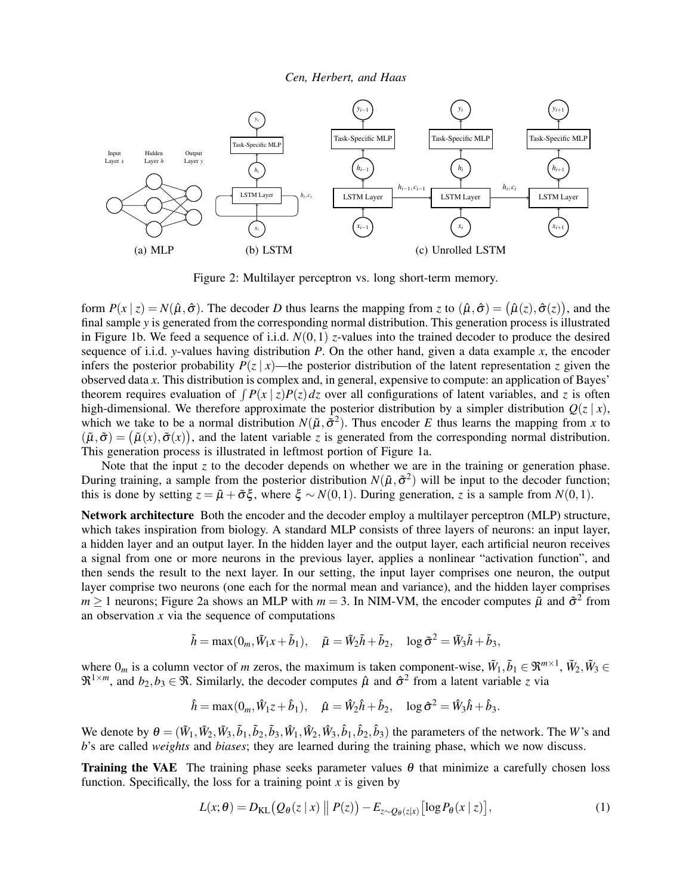Figure 2: Multilayer perceptron vs. long short-term memory.

form $P(x \mid z) = N(\hat{\mu}, \hat{\sigma})$. The decoder $D$ thus learns the mapping from $z$ to $(\hat{\mu}, \hat{\sigma}) = (\hat{\mu}(z), \hat{\sigma}(z))$, and the final sample $y$ is generated from the corresponding normal distribution. This generation process is illustrated in Figure 1b. We feed a sequence of i.i.d. $N(0,1)$ $z$-values into the trained decoder to produce the desired sequence of i.i.d. $y$-values having distribution $P$. On the other hand, given a data example $x$, the encoder infers the posterior probability $P(z \mid x)$—the posterior distribution of the latent representation $z$ given the observed data $x$. This distribution is complex and, in general, expensive to compute: an application of Bayes' theorem requires evaluation of $\int P(x \mid z) P(z)\, dz$ over all configurations of latent variables, and $z$ is often high-dimensional. We therefore approximate the posterior distribution by a simpler distribution $Q(z \mid x)$, which we take to be a normal distribution $N(\tilde{\mu}, \tilde{\sigma}^2)$. Thus encoder $E$ thus learns the mapping from $x$ to $(\tilde{\mu}, \tilde{\sigma}) = (\tilde{\mu}(x), \tilde{\sigma}(x))$, and the latent variable $z$ is generated from the corresponding normal distribution. This generation process is illustrated in leftmost portion of Figure 1a.

Note that the input $z$ to the decoder depends on whether we are in the training or generation phase. During training, a sample from the posterior distribution $N(\tilde{\mu}, \tilde{\sigma}^2)$ will be input to the decoder function; this is done by setting $z = \tilde{\mu} + \tilde{\sigma}\xi$, where $\xi \sim N(0,1)$. During generation, $z$ is a sample from $N(0,1)$.

**Network architecture** Both the encoder and the decoder employ a multilayer perceptron (MLP) structure, which takes inspiration from biology. A standard MLP consists of three layers of neurons: an input layer, a hidden layer and an output layer. In the hidden layer and the output layer, each artificial neuron receives a signal from one or more neurons in the previous layer, applies a nonlinear "activation function", and then sends the result to the next layer. In our setting, the input layer comprises one neuron, the output layer comprise two neurons (one each for the normal mean and variance), and the hidden layer comprises $m \geq 1$ neurons; Figure 2a shows an MLP with $m = 3$. In NIM-VM, the encoder computes $\tilde{\mu}$ and $\tilde{\sigma}^2$ from an observation $x$ via the sequence of computations

$$\tilde{h} = \max(0_m, \tilde{W}_1 x + \tilde{b}_1), \quad \tilde{\mu} = \tilde{W}_2 \tilde{h} + \tilde{b}_2, \quad \log \tilde{\sigma}^2 = \tilde{W}_3 \tilde{h} + \tilde{b}_3,$$

where $0_m$ is a column vector of $m$ zeros, the maximum is taken component-wise, $\tilde{W}_1, \tilde{b}_1 \in \Re^{m \times 1}$, $\tilde{W}_2, \tilde{W}_3 \in \Re^{1 \times m}$, and $b_2, b_3 \in \Re$. Similarly, the decoder computes $\hat{\mu}$ and $\hat{\sigma}^2$ from a latent variable $z$ via

$$\hat{h} = \max(0_m, \hat{W}_1 z + \hat{b}_1), \quad \hat{\mu} = \hat{W}_2 \hat{h} + \hat{b}_2, \quad \log \hat{\sigma}^2 = \hat{W}_3 \hat{h} + \hat{b}_3.$$

We denote by $\theta = (\tilde{W}_1, \tilde{W}_2, \tilde{W}_3, \tilde{b}_1, \tilde{b}_2, \tilde{b}_3, \hat{W}_1, \hat{W}_2, \hat{W}_3, \hat{b}_1, \hat{b}_2, \hat{b}_3)$ the parameters of the network. The $W$'s and $b$'s are called *weights* and *biases*; they are learned during the training phase, which we now discuss.

**Training the VAE** The training phase seeks parameter values $\theta$ that minimize a carefully chosen loss function. Specifically, the loss for a training point $x$ is given by

$$L(x;\theta) = D_{\mathrm{KL}}\big(Q_\theta(z \mid x) \,\big\|\, P(z)\big) - E_{z \sim Q_\theta(z|x)}\big[\log P_\theta(x \mid z)\big], \tag{1}$$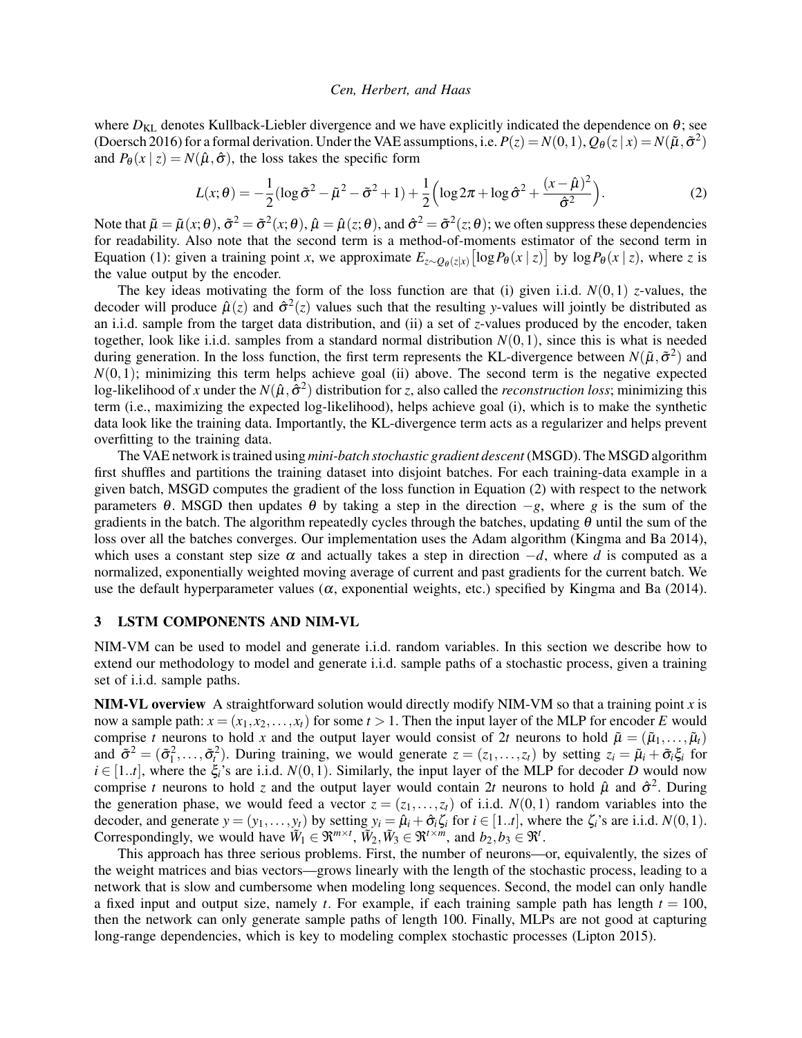where $D_{\text{KL}}$ denotes Kullback-Liebler divergence and we have explicitly indicated the dependence on $\theta$; see (Doersch 2016) for a formal derivation. Under the VAE assumptions, i.e. $P(z) = N(0,1)$, $Q_\theta(z \mid x) = N(\tilde{\mu}, \tilde{\sigma}^2)$ and $P_\theta(x \mid z) = N(\hat{\mu}, \hat{\sigma})$, the loss takes the specific form

$$L(x;\theta) = -\frac{1}{2}(\log \tilde{\sigma}^2 - \tilde{\mu}^2 - \tilde{\sigma}^2 + 1) + \frac{1}{2}\Big(\log 2\pi + \log \hat{\sigma}^2 + \frac{(x-\hat{\mu})^2}{\hat{\sigma}^2}\Big). \tag{2}$$

Note that $\tilde{\mu} = \tilde{\mu}(x;\theta)$, $\tilde{\sigma}^2 = \tilde{\sigma}^2(x;\theta)$, $\hat{\mu} = \hat{\mu}(z;\theta)$, and $\hat{\sigma}^2 = \hat{\sigma}^2(z;\theta)$; we often suppress these dependencies for readability. Also note that the second term is a method-of-moments estimator of the second term in Equation (1): given a training point $x$, we approximate $E_{z\sim Q_\theta(z|x)}\big[\log P_\theta(x \mid z)\big]$ by $\log P_\theta(x \mid z)$, where $z$ is the value output by the encoder.

The key ideas motivating the form of the loss function are that (i) given i.i.d. $N(0,1)$ $z$-values, the decoder will produce $\hat{\mu}(z)$ and $\hat{\sigma}^2(z)$ values such that the resulting $y$-values will jointly be distributed as an i.i.d. sample from the target data distribution, and (ii) a set of $z$-values produced by the encoder, taken together, look like i.i.d. samples from a standard normal distribution $N(0,1)$, since this is what is needed during generation. In the loss function, the first term represents the KL-divergence between $N(\tilde{\mu}, \tilde{\sigma}^2)$ and $N(0,1)$; minimizing this term helps achieve goal (ii) above. The second term is the negative expected log-likelihood of $x$ under the $N(\hat{\mu}, \hat{\sigma}^2)$ distribution for $z$, also called the *reconstruction loss*; minimizing this term (i.e., maximizing the expected log-likelihood), helps achieve goal (i), which is to make the synthetic data look like the training data. Importantly, the KL-divergence term acts as a regularizer and helps prevent overfitting to the training data.

The VAE network is trained using *mini-batch stochastic gradient descent* (MSGD). The MSGD algorithm first shuffles and partitions the training dataset into disjoint batches. For each training-data example in a given batch, MSGD computes the gradient of the loss function in Equation (2) with respect to the network parameters $\theta$. MSGD then updates $\theta$ by taking a step in the direction $-g$, where $g$ is the sum of the gradients in the batch. The algorithm repeatedly cycles through the batches, updating $\theta$ until the sum of the loss over all the batches converges. Our implementation uses the Adam algorithm (Kingma and Ba 2014), which uses a constant step size $\alpha$ and actually takes a step in direction $-d$, where $d$ is computed as a normalized, exponentially weighted moving average of current and past gradients for the current batch. We use the default hyperparameter values ($\alpha$, exponential weights, etc.) specified by Kingma and Ba (2014).

## 3 LSTM COMPONENTS AND NIM-VL

NIM-VM can be used to model and generate i.i.d. random variables. In this section we describe how to extend our methodology to model and generate i.i.d. sample paths of a stochastic process, given a training set of i.i.d. sample paths.

**NIM-VL overview** A straightforward solution would directly modify NIM-VM so that a training point $x$ is now a sample path: $x = (x_1, x_2, \ldots, x_t)$ for some $t > 1$. Then the input layer of the MLP for encoder $E$ would comprise $t$ neurons to hold $x$ and the output layer would consist of $2t$ neurons to hold $\tilde{\mu} = (\tilde{\mu}_1, \ldots, \tilde{\mu}_t)$ and $\tilde{\sigma}^2 = (\tilde{\sigma}_1^2, \ldots, \tilde{\sigma}_t^2)$. During training, we would generate $z = (z_1, \ldots, z_t)$ by setting $z_i = \tilde{\mu}_i + \tilde{\sigma}_i \xi_i$ for $i \in [1..t]$, where the $\xi_i$'s are i.i.d. $N(0,1)$. Similarly, the input layer of the MLP for decoder $D$ would now comprise $t$ neurons to hold $z$ and the output layer would contain $2t$ neurons to hold $\hat{\mu}$ and $\hat{\sigma}^2$. During the generation phase, we would feed a vector $z = (z_1, \ldots, z_t)$ of i.i.d. $N(0,1)$ random variables into the decoder, and generate $y = (y_1, \ldots, y_t)$ by setting $y_i = \hat{\mu}_i + \hat{\sigma}_i \zeta_i$ for $i \in [1..t]$, where the $\zeta_i$'s are i.i.d. $N(0,1)$. Correspondingly, we would have $\tilde{W}_1 \in \Re^{m\times t}$, $\tilde{W}_2, \tilde{W}_3 \in \Re^{t\times m}$, and $b_2, b_3 \in \Re^t$.

This approach has three serious problems. First, the number of neurons—or, equivalently, the sizes of the weight matrices and bias vectors—grows linearly with the length of the stochastic process, leading to a network that is slow and cumbersome when modeling long sequences. Second, the model can only handle a fixed input and output size, namely $t$. For example, if each training sample path has length $t = 100$, then the network can only generate sample paths of length 100. Finally, MLPs are not good at capturing long-range dependencies, which is key to modeling complex stochastic processes (Lipton 2015).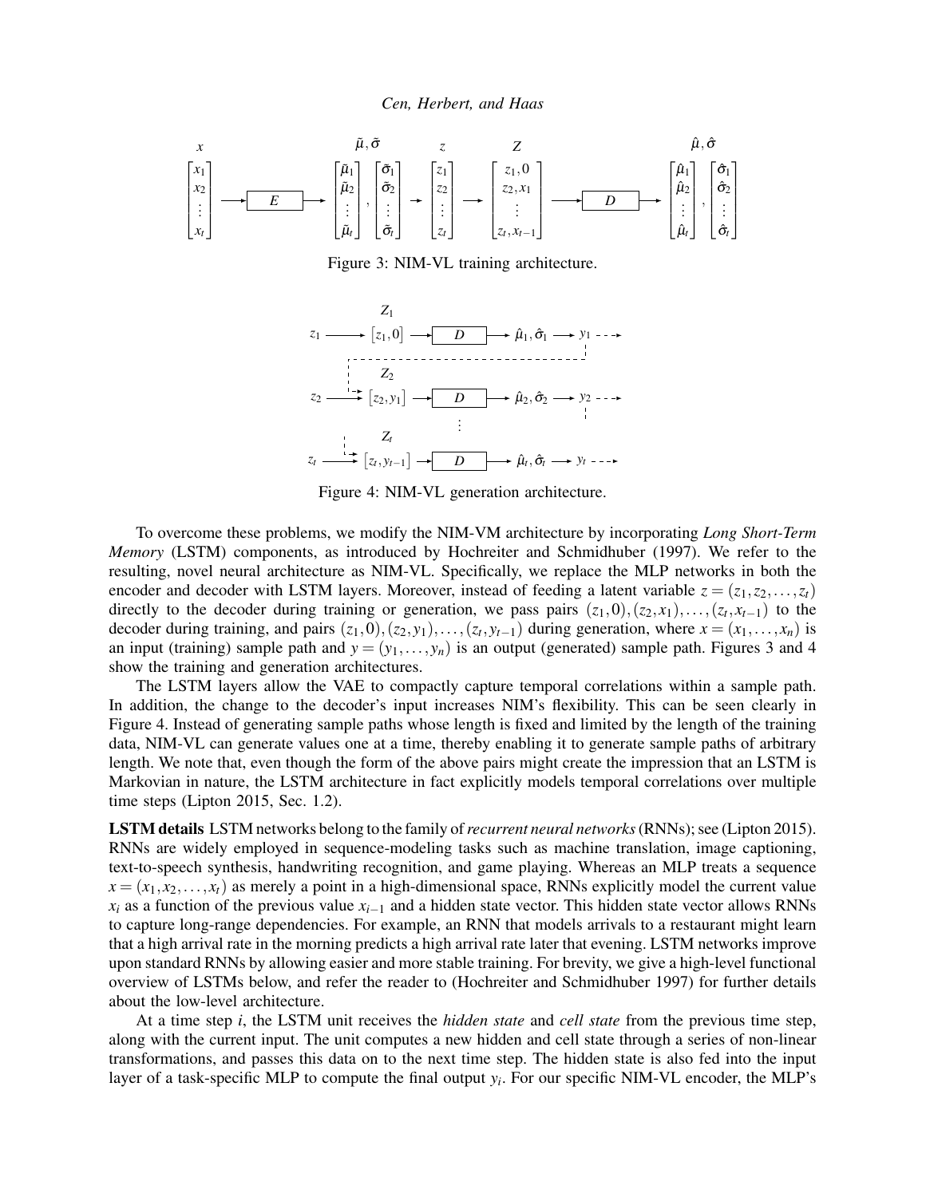Figure 3: NIM-VL training architecture.

Figure 4: NIM-VL generation architecture.

To overcome these problems, we modify the NIM-VM architecture by incorporating *Long Short-Term Memory* (LSTM) components, as introduced by Hochreiter and Schmidhuber (1997). We refer to the resulting, novel neural architecture as NIM-VL. Specifically, we replace the MLP networks in both the encoder and decoder with LSTM layers. Moreover, instead of feeding a latent variable $z = (z_1, z_2, \ldots, z_t)$ directly to the decoder during training or generation, we pass pairs $(z_1, 0), (z_2, x_1), \ldots, (z_t, x_{t-1})$ to the decoder during training, and pairs $(z_1, 0), (z_2, y_1), \ldots, (z_t, y_{t-1})$ during generation, where $x = (x_1, \ldots, x_n)$ is an input (training) sample path and $y = (y_1, \ldots, y_n)$ is an output (generated) sample path. Figures 3 and 4 show the training and generation architectures.

The LSTM layers allow the VAE to compactly capture temporal correlations within a sample path. In addition, the change to the decoder's input increases NIM's flexibility. This can be seen clearly in Figure 4. Instead of generating sample paths whose length is fixed and limited by the length of the training data, NIM-VL can generate values one at a time, thereby enabling it to generate sample paths of arbitrary length. We note that, even though the form of the above pairs might create the impression that an LSTM is Markovian in nature, the LSTM architecture in fact explicitly models temporal correlations over multiple time steps (Lipton 2015, Sec. 1.2).

**LSTM details** LSTM networks belong to the family of *recurrent neural networks* (RNNs); see (Lipton 2015). RNNs are widely employed in sequence-modeling tasks such as machine translation, image captioning, text-to-speech synthesis, handwriting recognition, and game playing. Whereas an MLP treats a sequence $x = (x_1, x_2, \ldots, x_t)$ as merely a point in a high-dimensional space, RNNs explicitly model the current value $x_i$ as a function of the previous value $x_{i-1}$ and a hidden state vector. This hidden state vector allows RNNs to capture long-range dependencies. For example, an RNN that models arrivals to a restaurant might learn that a high arrival rate in the morning predicts a high arrival rate later that evening. LSTM networks improve upon standard RNNs by allowing easier and more stable training. For brevity, we give a high-level functional overview of LSTMs below, and refer the reader to (Hochreiter and Schmidhuber 1997) for further details about the low-level architecture.

At a time step $i$, the LSTM unit receives the *hidden state* and *cell state* from the previous time step, along with the current input. The unit computes a new hidden and cell state through a series of non-linear transformations, and passes this data on to the next time step. The hidden state is also fed into the input layer of a task-specific MLP to compute the final output $y_i$. For our specific NIM-VL encoder, the MLP's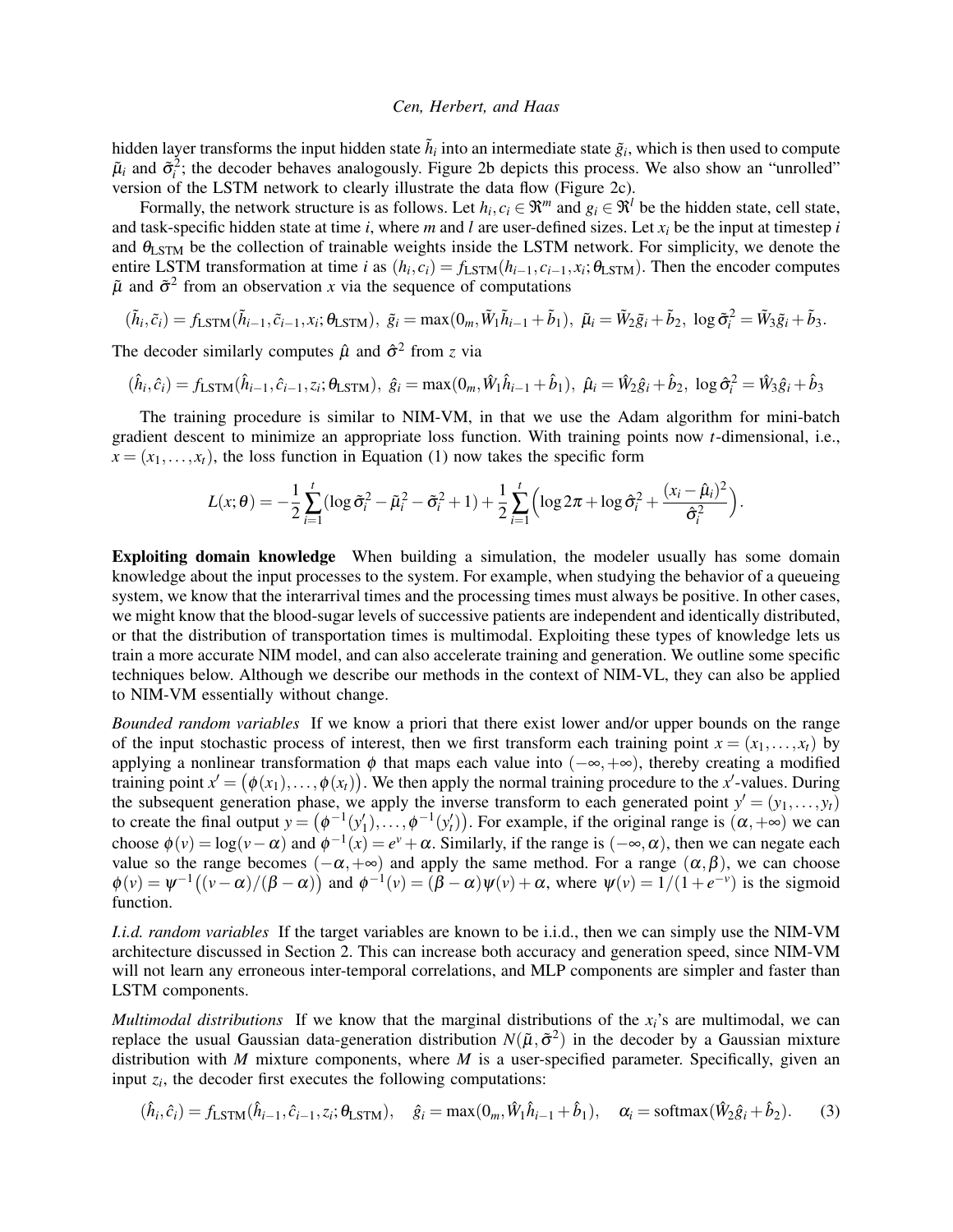hidden layer transforms the input hidden state $\tilde{h}_i$ into an intermediate state $\tilde{g}_i$, which is then used to compute $\tilde{\mu}_i$ and $\tilde{\sigma}_i^2$; the decoder behaves analogously. Figure 2b depicts this process. We also show an "unrolled" version of the LSTM network to clearly illustrate the data flow (Figure 2c).

Formally, the network structure is as follows. Let $h_i, c_i \in \Re^m$ and $g_i \in \Re^l$ be the hidden state, cell state, and task-specific hidden state at time $i$, where $m$ and $l$ are user-defined sizes. Let $x_i$ be the input at timestep $i$ and $\theta_{\text{LSTM}}$ be the collection of trainable weights inside the LSTM network. For simplicity, we denote the entire LSTM transformation at time $i$ as $(h_i, c_i) = f_{\text{LSTM}}(h_{i-1}, c_{i-1}, x_i; \theta_{\text{LSTM}})$. Then the encoder computes $\tilde{\mu}$ and $\tilde{\sigma}^2$ from an observation $x$ via the sequence of computations

$$(\tilde{h}_i, \tilde{c}_i) = f_{\text{LSTM}}(\tilde{h}_{i-1}, \tilde{c}_{i-1}, x_i; \theta_{\text{LSTM}}),\ \tilde{g}_i = \max(0_m, \tilde{W}_1 \tilde{h}_{i-1} + \tilde{b}_1),\ \tilde{\mu}_i = \tilde{W}_2 \tilde{g}_i + \tilde{b}_2,\ \log \tilde{\sigma}_i^2 = \tilde{W}_3 \tilde{g}_i + \tilde{b}_3.$$

The decoder similarly computes $\hat{\mu}$ and $\hat{\sigma}^2$ from $z$ via

$$(\hat{h}_i, \hat{c}_i) = f_{\text{LSTM}}(\hat{h}_{i-1}, \hat{c}_{i-1}, z_i; \theta_{\text{LSTM}}),\ \hat{g}_i = \max(0_m, \hat{W}_1 \hat{h}_{i-1} + \hat{b}_1),\ \hat{\mu}_i = \hat{W}_2 \hat{g}_i + \hat{b}_2,\ \log \hat{\sigma}_i^2 = \hat{W}_3 \hat{g}_i + \hat{b}_3$$

The training procedure is similar to NIM-VM, in that we use the Adam algorithm for mini-batch gradient descent to minimize an appropriate loss function. With training points now $t$-dimensional, i.e., $x = (x_1, \ldots, x_t)$, the loss function in Equation (1) now takes the specific form

$$L(x; \theta) = -\frac{1}{2} \sum_{i=1}^{t} (\log \tilde{\sigma}_i^2 - \tilde{\mu}_i^2 - \tilde{\sigma}_i^2 + 1) + \frac{1}{2} \sum_{i=1}^{t} \Big( \log 2\pi + \log \hat{\sigma}_i^2 + \frac{(x_i - \hat{\mu}_i)^2}{\hat{\sigma}_i^2} \Big).$$

**Exploiting domain knowledge** When building a simulation, the modeler usually has some domain knowledge about the input processes to the system. For example, when studying the behavior of a queueing system, we know that the interarrival times and the processing times must always be positive. In other cases, we might know that the blood-sugar levels of successive patients are independent and identically distributed, or that the distribution of transportation times is multimodal. Exploiting these types of knowledge lets us train a more accurate NIM model, and can also accelerate training and generation. We outline some specific techniques below. Although we describe our methods in the context of NIM-VL, they can also be applied to NIM-VM essentially without change.

*Bounded random variables* If we know a priori that there exist lower and/or upper bounds on the range of the input stochastic process of interest, then we first transform each training point $x = (x_1, \ldots, x_t)$ by applying a nonlinear transformation $\phi$ that maps each value into $(-\infty, +\infty)$, thereby creating a modified training point $x' = \big(\phi(x_1), \ldots, \phi(x_t)\big)$. We then apply the normal training procedure to the $x'$-values. During the subsequent generation phase, we apply the inverse transform to each generated point $y' = (y_1, \ldots, y_t)$ to create the final output $y = \big(\phi^{-1}(y_1'), \ldots, \phi^{-1}(y_t')\big)$. For example, if the original range is $(\alpha, +\infty)$ we can choose $\phi(v) = \log(v - \alpha)$ and $\phi^{-1}(x) = e^v + \alpha$. Similarly, if the range is $(-\infty, \alpha)$, then we can negate each value so the range becomes $(-\alpha, +\infty)$ and apply the same method. For a range $(\alpha, \beta)$, we can choose $\phi(v) = \psi^{-1}\big((v - \alpha)/(\beta - \alpha)\big)$ and $\phi^{-1}(v) = (\beta - \alpha)\psi(v) + \alpha$, where $\psi(v) = 1/(1 + e^{-v})$ is the sigmoid function.

*I.i.d. random variables* If the target variables are known to be i.i.d., then we can simply use the NIM-VM architecture discussed in Section 2. This can increase both accuracy and generation speed, since NIM-VM will not learn any erroneous inter-temporal correlations, and MLP components are simpler and faster than LSTM components.

*Multimodal distributions* If we know that the marginal distributions of the $x_i$'s are multimodal, we can replace the usual Gaussian data-generation distribution $N(\tilde{\mu}, \tilde{\sigma}^2)$ in the decoder by a Gaussian mixture distribution with $M$ mixture components, where $M$ is a user-specified parameter. Specifically, given an input $z_i$, the decoder first executes the following computations:

$$(\hat{h}_i, \hat{c}_i) = f_{\text{LSTM}}(\hat{h}_{i-1}, \hat{c}_{i-1}, z_i; \theta_{\text{LSTM}}), \quad \hat{g}_i = \max(0_m, \hat{W}_1 \hat{h}_{i-1} + \hat{b}_1), \quad \alpha_i = \text{softmax}(\hat{W}_2 \hat{g}_i + \hat{b}_2). \tag{3}$$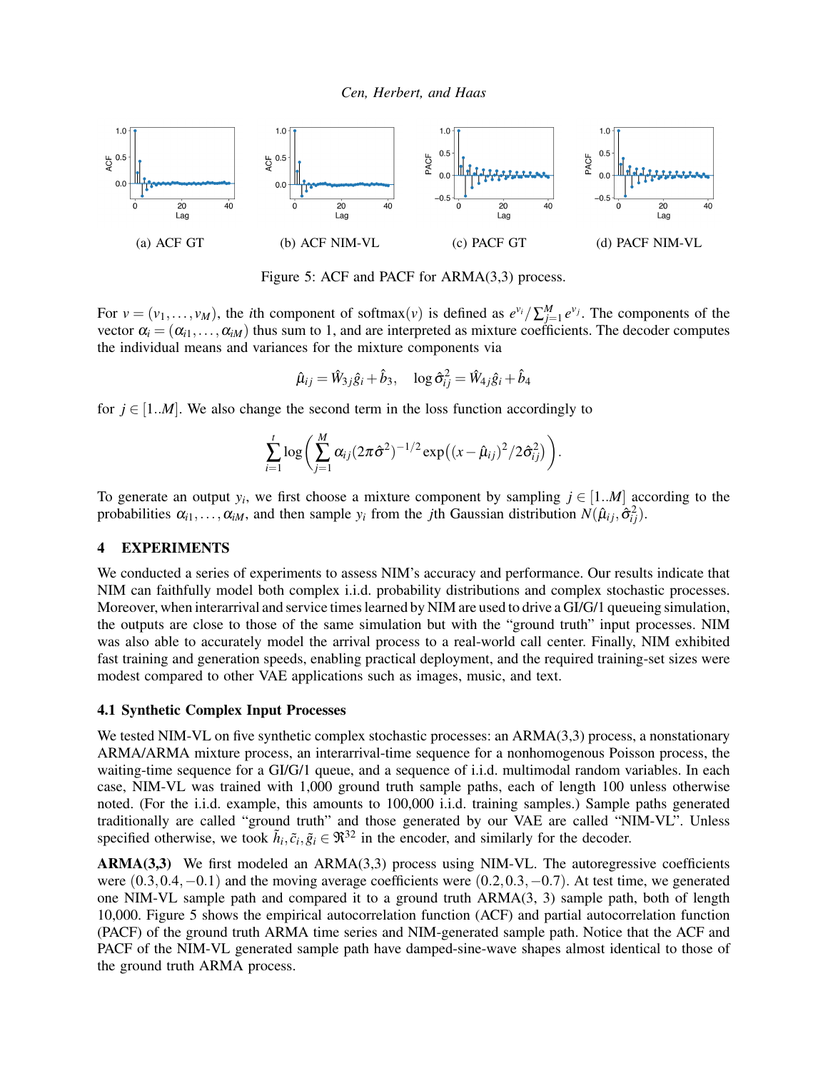(a) ACF GT

(b) ACF NIM-VL

(c) PACF GT

(d) PACF NIM-VL

Figure 5: ACF and PACF for ARMA(3,3) process.

For $v = (v_1, \ldots, v_M)$, the $i$th component of softmax($v$) is defined as $e^{v_i}/\sum_{j=1}^{M} e^{v_j}$. The components of the vector $\alpha_i = (\alpha_{i1}, \ldots, \alpha_{iM})$ thus sum to 1, and are interpreted as mixture coefficients. The decoder computes the individual means and variances for the mixture components via

$$\hat{\mu}_{ij} = \hat{W}_{3j}\hat{g}_i + \hat{b}_3, \quad \log \hat{\sigma}_{ij}^2 = \hat{W}_{4j}\hat{g}_i + \hat{b}_4$$

for $j \in [1..M]$. We also change the second term in the loss function accordingly to

$$\sum_{i=1}^{t} \log\left( \sum_{j=1}^{M} \alpha_{ij} (2\pi\hat{\sigma}^2)^{-1/2} \exp\left((x - \hat{\mu}_{ij})^2 / 2\hat{\sigma}_{ij}^2\right) \right).$$

To generate an output $y_i$, we first choose a mixture component by sampling $j \in [1..M]$ according to the probabilities $\alpha_{i1}, \ldots, \alpha_{iM}$, and then sample $y_i$ from the $j$th Gaussian distribution $N(\hat{\mu}_{ij}, \hat{\sigma}_{ij}^2)$.

## 4 EXPERIMENTS

We conducted a series of experiments to assess NIM's accuracy and performance. Our results indicate that NIM can faithfully model both complex i.i.d. probability distributions and complex stochastic processes. Moreover, when interarrival and service times learned by NIM are used to drive a GI/G/1 queueing simulation, the outputs are close to those of the same simulation but with the "ground truth" input processes. NIM was also able to accurately model the arrival process to a real-world call center. Finally, NIM exhibited fast training and generation speeds, enabling practical deployment, and the required training-set sizes were modest compared to other VAE applications such as images, music, and text.

### 4.1 Synthetic Complex Input Processes

We tested NIM-VL on five synthetic complex stochastic processes: an ARMA(3,3) process, a nonstationary ARMA/ARMA mixture process, an interarrival-time sequence for a nonhomogenous Poisson process, the waiting-time sequence for a GI/G/1 queue, and a sequence of i.i.d. multimodal random variables. In each case, NIM-VL was trained with 1,000 ground truth sample paths, each of length 100 unless otherwise noted. (For the i.i.d. example, this amounts to 100,000 i.i.d. training samples.) Sample paths generated traditionally are called "ground truth" and those generated by our VAE are called "NIM-VL". Unless specified otherwise, we took $\tilde{h}_i, \tilde{c}_i, \tilde{g}_i \in \Re^{32}$ in the encoder, and similarly for the decoder.

**ARMA(3,3)** We first modeled an ARMA(3,3) process using NIM-VL. The autoregressive coefficients were $(0.3, 0.4, -0.1)$ and the moving average coefficients were $(0.2, 0.3, -0.7)$. At test time, we generated one NIM-VL sample path and compared it to a ground truth ARMA(3, 3) sample path, both of length 10,000. Figure 5 shows the empirical autocorrelation function (ACF) and partial autocorrelation function (PACF) of the ground truth ARMA time series and NIM-generated sample path. Notice that the ACF and PACF of the NIM-VL generated sample path have damped-sine-wave shapes almost identical to those of the ground truth ARMA process.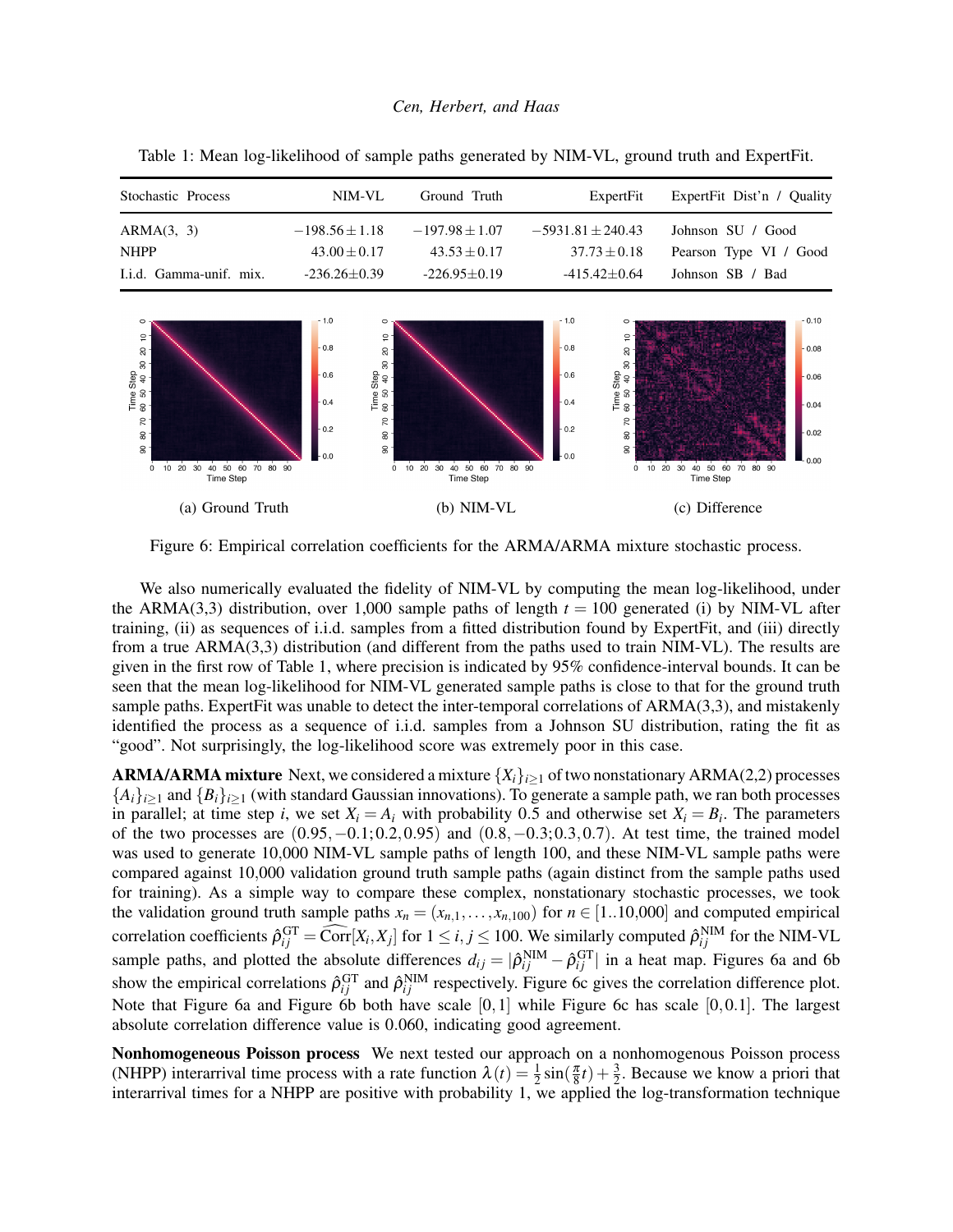Table 1: Mean log-likelihood of sample paths generated by NIM-VL, ground truth and ExpertFit.

| Stochastic Process | NIM-VL | Ground Truth | ExpertFit | ExpertFit Dist'n / Quality |
|---|---|---|---|---|
| ARMA(3, 3) | $-198.56 \pm 1.18$ | $-197.98 \pm 1.07$ | $-5931.81 \pm 240.43$ | Johnson SU / Good |
| NHPP | $43.00 \pm 0.17$ | $43.53 \pm 0.17$ | $37.73 \pm 0.18$ | Pearson Type VI / Good |
| I.i.d. Gamma-unif. mix. | -236.26±0.39 | -226.95±0.19 | -415.42±0.64 | Johnson SB / Bad |

(a) Ground Truth

(b) NIM-VL

(c) Difference

Figure 6: Empirical correlation coefficients for the ARMA/ARMA mixture stochastic process.

We also numerically evaluated the fidelity of NIM-VL by computing the mean log-likelihood, under the ARMA(3,3) distribution, over 1,000 sample paths of length $t = 100$ generated (i) by NIM-VL after training, (ii) as sequences of i.i.d. samples from a fitted distribution found by ExpertFit, and (iii) directly from a true ARMA(3,3) distribution (and different from the paths used to train NIM-VL). The results are given in the first row of Table 1, where precision is indicated by 95% confidence-interval bounds. It can be seen that the mean log-likelihood for NIM-VL generated sample paths is close to that for the ground truth sample paths. ExpertFit was unable to detect the inter-temporal correlations of ARMA(3,3), and mistakenly identified the process as a sequence of i.i.d. samples from a Johnson SU distribution, rating the fit as "good". Not surprisingly, the log-likelihood score was extremely poor in this case.

**ARMA/ARMA mixture** Next, we considered a mixture $\{X_i\}_{i\geq 1}$ of two nonstationary ARMA(2,2) processes $\{A_i\}_{i\geq 1}$ and $\{B_i\}_{i\geq 1}$ (with standard Gaussian innovations). To generate a sample path, we ran both processes in parallel; at time step $i$, we set $X_i = A_i$ with probability 0.5 and otherwise set $X_i = B_i$. The parameters of the two processes are $(0.95, -0.1; 0.2, 0.95)$ and $(0.8, -0.3; 0.3, 0.7)$. At test time, the trained model was used to generate 10,000 NIM-VL sample paths of length 100, and these NIM-VL sample paths were compared against 10,000 validation ground truth sample paths (again distinct from the sample paths used for training). As a simple way to compare these complex, nonstationary stochastic processes, we took the validation ground truth sample paths $x_n = (x_{n,1}, \ldots, x_{n,100})$ for $n \in [1..10{,}000]$ and computed empirical correlation coefficients $\hat{\rho}_{ij}^{\text{GT}} = \widehat{\text{Corr}}[X_i, X_j]$ for $1 \leq i, j \leq 100$. We similarly computed $\hat{\rho}_{ij}^{\text{NIM}}$ for the NIM-VL sample paths, and plotted the absolute differences $d_{ij} = |\hat{\rho}_{ij}^{\text{NIM}} - \hat{\rho}_{ij}^{\text{GT}}|$ in a heat map. Figures 6a and 6b show the empirical correlations $\hat{\rho}_{ij}^{\text{GT}}$ and $\hat{\rho}_{ij}^{\text{NIM}}$ respectively. Figure 6c gives the correlation difference plot. Note that Figure 6a and Figure 6b both have scale $[0,1]$ while Figure 6c has scale $[0, 0.1]$. The largest absolute correlation difference value is 0.060, indicating good agreement.

**Nonhomogeneous Poisson process** We next tested our approach on a nonhomogenous Poisson process (NHPP) interarrival time process with a rate function $\lambda(t) = \frac{1}{2}\sin(\frac{\pi}{8}t) + \frac{3}{2}$. Because we know a priori that interarrival times for a NHPP are positive with probability 1, we applied the log-transformation technique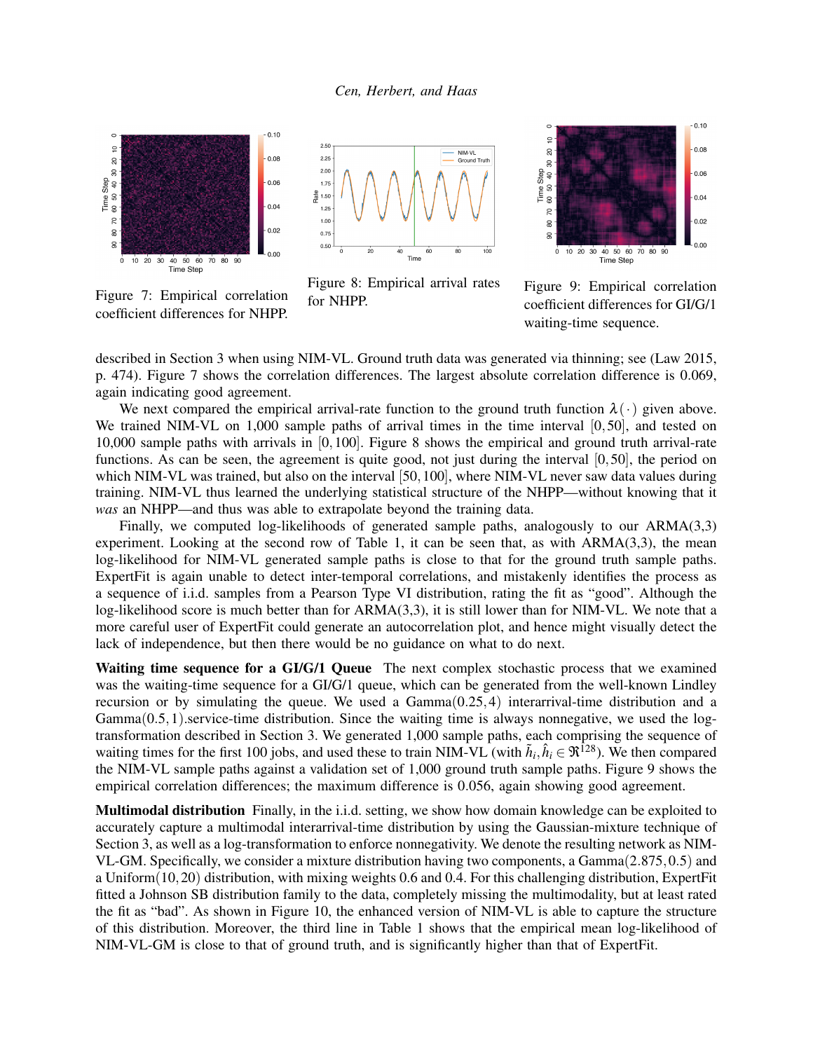Figure 7: Empirical correlation coefficient differences for NHPP.

Figure 8: Empirical arrival rates for NHPP.

Figure 9: Empirical correlation coefficient differences for GI/G/1 waiting-time sequence.

described in Section 3 when using NIM-VL. Ground truth data was generated via thinning; see (Law 2015, p. 474). Figure 7 shows the correlation differences. The largest absolute correlation difference is 0.069, again indicating good agreement.

We next compared the empirical arrival-rate function to the ground truth function $\lambda(\cdot)$ given above. We trained NIM-VL on 1,000 sample paths of arrival times in the time interval $[0,50]$, and tested on 10,000 sample paths with arrivals in $[0,100]$. Figure 8 shows the empirical and ground truth arrival-rate functions. As can be seen, the agreement is quite good, not just during the interval $[0,50]$, the period on which NIM-VL was trained, but also on the interval $[50,100]$, where NIM-VL never saw data values during training. NIM-VL thus learned the underlying statistical structure of the NHPP—without knowing that it *was* an NHPP—and thus was able to extrapolate beyond the training data.

Finally, we computed log-likelihoods of generated sample paths, analogously to our ARMA(3,3) experiment. Looking at the second row of Table 1, it can be seen that, as with ARMA(3,3), the mean log-likelihood for NIM-VL generated sample paths is close to that for the ground truth sample paths. ExpertFit is again unable to detect inter-temporal correlations, and mistakenly identifies the process as a sequence of i.i.d. samples from a Pearson Type VI distribution, rating the fit as "good". Although the log-likelihood score is much better than for ARMA(3,3), it is still lower than for NIM-VL. We note that a more careful user of ExpertFit could generate an autocorrelation plot, and hence might visually detect the lack of independence, but then there would be no guidance on what to do next.

**Waiting time sequence for a GI/G/1 Queue** The next complex stochastic process that we examined was the waiting-time sequence for a GI/G/1 queue, which can be generated from the well-known Lindley recursion or by simulating the queue. We used a Gamma$(0.25,4)$ interarrival-time distribution and a Gamma$(0.5,1)$.service-time distribution. Since the waiting time is always nonnegative, we used the log-transformation described in Section 3. We generated 1,000 sample paths, each comprising the sequence of waiting times for the first 100 jobs, and used these to train NIM-VL (with $\tilde{h}_i, \hat{h}_i \in \Re^{128}$). We then compared the NIM-VL sample paths against a validation set of 1,000 ground truth sample paths. Figure 9 shows the empirical correlation differences; the maximum difference is 0.056, again showing good agreement.

**Multimodal distribution** Finally, in the i.i.d. setting, we show how domain knowledge can be exploited to accurately capture a multimodal interarrival-time distribution by using the Gaussian-mixture technique of Section 3, as well as a log-transformation to enforce nonnegativity. We denote the resulting network as NIM-VL-GM. Specifically, we consider a mixture distribution having two components, a Gamma$(2.875,0.5)$ and a Uniform$(10,20)$ distribution, with mixing weights 0.6 and 0.4. For this challenging distribution, ExpertFit fitted a Johnson SB distribution family to the data, completely missing the multimodality, but at least rated the fit as "bad". As shown in Figure 10, the enhanced version of NIM-VL is able to capture the structure of this distribution. Moreover, the third line in Table 1 shows that the empirical mean log-likelihood of NIM-VL-GM is close to that of ground truth, and is significantly higher than that of ExpertFit.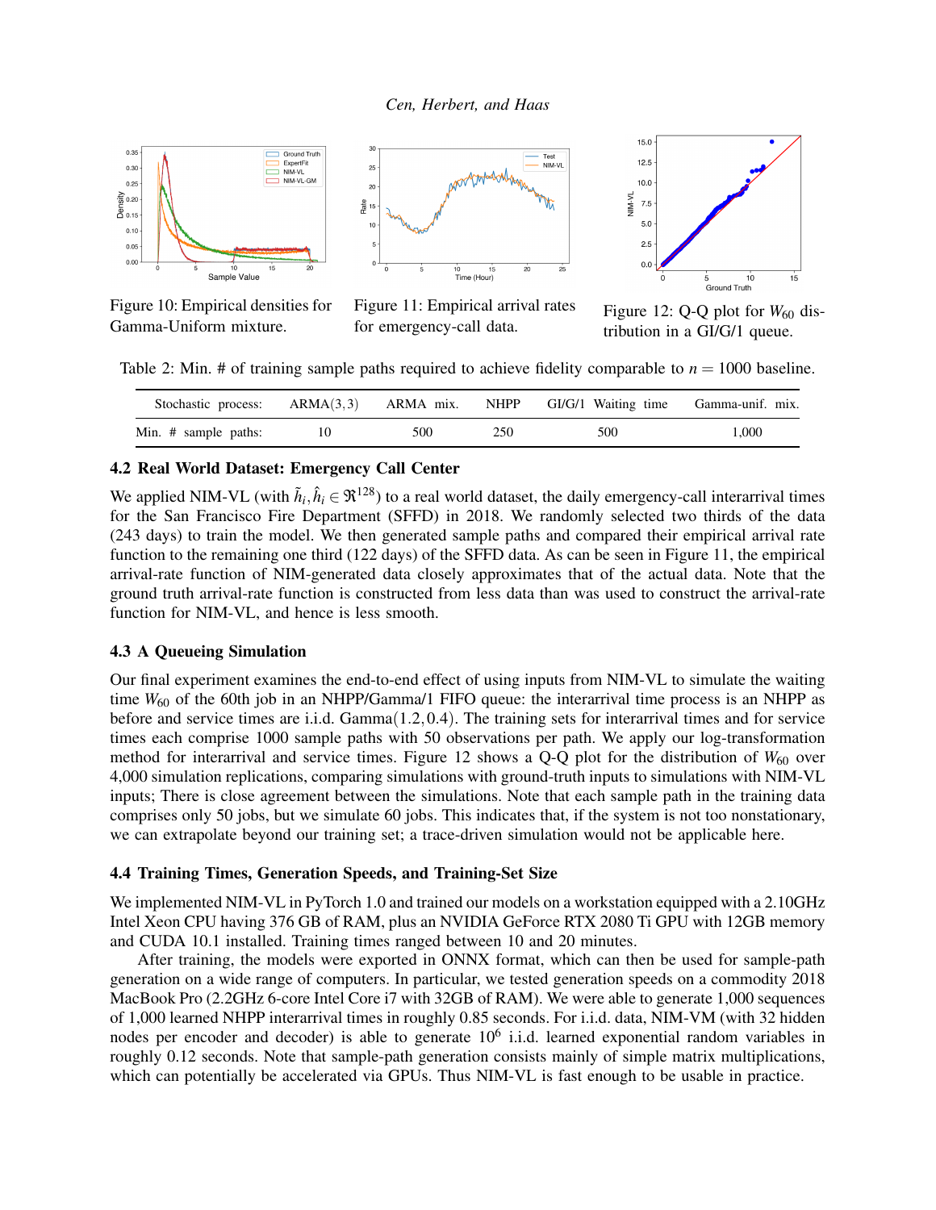Figure 10: Empirical densities for Gamma-Uniform mixture.

Figure 11: Empirical arrival rates for emergency-call data.

Figure 12: Q-Q plot for $W_{60}$ distribution in a GI/G/1 queue.

Table 2: Min. # of training sample paths required to achieve fidelity comparable to $n = 1000$ baseline.

| Stochastic process: | ARMA(3,3) | ARMA mix. | NHPP | GI/G/1 Waiting time | Gamma-unif. mix. |
|---|---|---|---|---|---|
| Min. # sample paths: | 10 | 500 | 250 | 500 | 1,000 |

### 4.2 Real World Dataset: Emergency Call Center

We applied NIM-VL (with $\tilde{h}_i, \hat{h}_i \in \Re^{128}$) to a real world dataset, the daily emergency-call interarrival times for the San Francisco Fire Department (SFFD) in 2018. We randomly selected two thirds of the data (243 days) to train the model. We then generated sample paths and compared their empirical arrival rate function to the remaining one third (122 days) of the SFFD data. As can be seen in Figure 11, the empirical arrival-rate function of NIM-generated data closely approximates that of the actual data. Note that the ground truth arrival-rate function is constructed from less data than was used to construct the arrival-rate function for NIM-VL, and hence is less smooth.

### 4.3 A Queueing Simulation

Our final experiment examines the end-to-end effect of using inputs from NIM-VL to simulate the waiting time $W_{60}$ of the 60th job in an NHPP/Gamma/1 FIFO queue: the interarrival time process is an NHPP as before and service times are i.i.d. Gamma$(1.2, 0.4)$. The training sets for interarrival times and for service times each comprise 1000 sample paths with 50 observations per path. We apply our log-transformation method for interarrival and service times. Figure 12 shows a Q-Q plot for the distribution of $W_{60}$ over 4,000 simulation replications, comparing simulations with ground-truth inputs to simulations with NIM-VL inputs; There is close agreement between the simulations. Note that each sample path in the training data comprises only 50 jobs, but we simulate 60 jobs. This indicates that, if the system is not too nonstationary, we can extrapolate beyond our training set; a trace-driven simulation would not be applicable here.

### 4.4 Training Times, Generation Speeds, and Training-Set Size

We implemented NIM-VL in PyTorch 1.0 and trained our models on a workstation equipped with a 2.10GHz Intel Xeon CPU having 376 GB of RAM, plus an NVIDIA GeForce RTX 2080 Ti GPU with 12GB memory and CUDA 10.1 installed. Training times ranged between 10 and 20 minutes.

After training, the models were exported in ONNX format, which can then be used for sample-path generation on a wide range of computers. In particular, we tested generation speeds on a commodity 2018 MacBook Pro (2.2GHz 6-core Intel Core i7 with 32GB of RAM). We were able to generate 1,000 sequences of 1,000 learned NHPP interarrival times in roughly 0.85 seconds. For i.i.d. data, NIM-VM (with 32 hidden nodes per encoder and decoder) is able to generate $10^6$ i.i.d. learned exponential random variables in roughly 0.12 seconds. Note that sample-path generation consists mainly of simple matrix multiplications, which can potentially be accelerated via GPUs. Thus NIM-VL is fast enough to be usable in practice.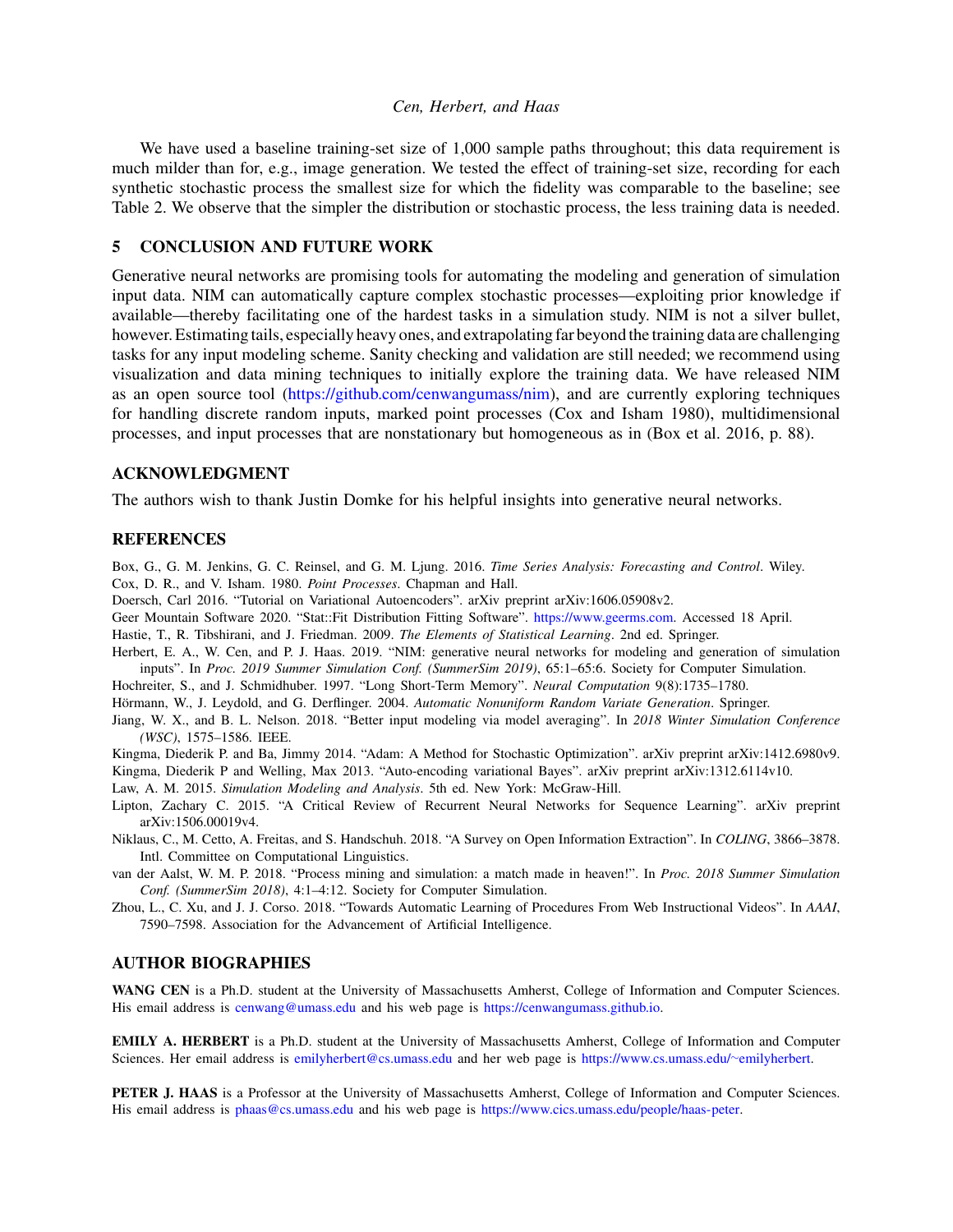We have used a baseline training-set size of 1,000 sample paths throughout; this data requirement is much milder than for, e.g., image generation. We tested the effect of training-set size, recording for each synthetic stochastic process the smallest size for which the fidelity was comparable to the baseline; see Table 2. We observe that the simpler the distribution or stochastic process, the less training data is needed.

## 5 CONCLUSION AND FUTURE WORK

Generative neural networks are promising tools for automating the modeling and generation of simulation input data. NIM can automatically capture complex stochastic processes—exploiting prior knowledge if available—thereby facilitating one of the hardest tasks in a simulation study. NIM is not a silver bullet, however. Estimating tails, especially heavy ones, and extrapolating far beyond the training data are challenging tasks for any input modeling scheme. Sanity checking and validation are still needed; we recommend using visualization and data mining techniques to initially explore the training data. We have released NIM as an open source tool (https://github.com/cenwangumass/nim), and are currently exploring techniques for handling discrete random inputs, marked point processes (Cox and Isham 1980), multidimensional processes, and input processes that are nonstationary but homogeneous as in (Box et al. 2016, p. 88).

## ACKNOWLEDGMENT

The authors wish to thank Justin Domke for his helpful insights into generative neural networks.

## REFERENCES

Box, G., G. M. Jenkins, G. C. Reinsel, and G. M. Ljung. 2016. *Time Series Analysis: Forecasting and Control*. Wiley.

Cox, D. R., and V. Isham. 1980. *Point Processes*. Chapman and Hall.

Doersch, Carl 2016. "Tutorial on Variational Autoencoders". arXiv preprint arXiv:1606.05908v2.

Geer Mountain Software 2020. "Stat::Fit Distribution Fitting Software". https://www.geerms.com. Accessed 18 April.

Hastie, T., R. Tibshirani, and J. Friedman. 2009. *The Elements of Statistical Learning*. 2nd ed. Springer.

Herbert, E. A., W. Cen, and P. J. Haas. 2019. "NIM: generative neural networks for modeling and generation of simulation inputs". In *Proc. 2019 Summer Simulation Conf. (SummerSim 2019)*, 65:1–65:6. Society for Computer Simulation.

Hochreiter, S., and J. Schmidhuber. 1997. "Long Short-Term Memory". *Neural Computation* 9(8):1735–1780.

Hörmann, W., J. Leydold, and G. Derflinger. 2004. *Automatic Nonuniform Random Variate Generation*. Springer.

Jiang, W. X., and B. L. Nelson. 2018. "Better input modeling via model averaging". In *2018 Winter Simulation Conference (WSC)*, 1575–1586. IEEE.

Kingma, Diederik P. and Ba, Jimmy 2014. "Adam: A Method for Stochastic Optimization". arXiv preprint arXiv:1412.6980v9.

Kingma, Diederik P and Welling, Max 2013. "Auto-encoding variational Bayes". arXiv preprint arXiv:1312.6114v10.

Law, A. M. 2015. *Simulation Modeling and Analysis*. 5th ed. New York: McGraw-Hill.

Lipton, Zachary C. 2015. "A Critical Review of Recurrent Neural Networks for Sequence Learning". arXiv preprint arXiv:1506.00019v4.

Niklaus, C., M. Cetto, A. Freitas, and S. Handschuh. 2018. "A Survey on Open Information Extraction". In *COLING*, 3866–3878. Intl. Committee on Computational Linguistics.

van der Aalst, W. M. P. 2018. "Process mining and simulation: a match made in heaven!". In *Proc. 2018 Summer Simulation Conf. (SummerSim 2018)*, 4:1–4:12. Society for Computer Simulation.

Zhou, L., C. Xu, and J. J. Corso. 2018. "Towards Automatic Learning of Procedures From Web Instructional Videos". In *AAAI*, 7590–7598. Association for the Advancement of Artificial Intelligence.

## AUTHOR BIOGRAPHIES

**WANG CEN** is a Ph.D. student at the University of Massachusetts Amherst, College of Information and Computer Sciences. His email address is cenwang@umass.edu and his web page is https://cenwangumass.github.io.

**EMILY A. HERBERT** is a Ph.D. student at the University of Massachusetts Amherst, College of Information and Computer Sciences. Her email address is emilyherbert@cs.umass.edu and her web page is https://www.cs.umass.edu/~emilyherbert.

**PETER J. HAAS** is a Professor at the University of Massachusetts Amherst, College of Information and Computer Sciences. His email address is phaas@cs.umass.edu and his web page is https://www.cics.umass.edu/people/haas-peter.